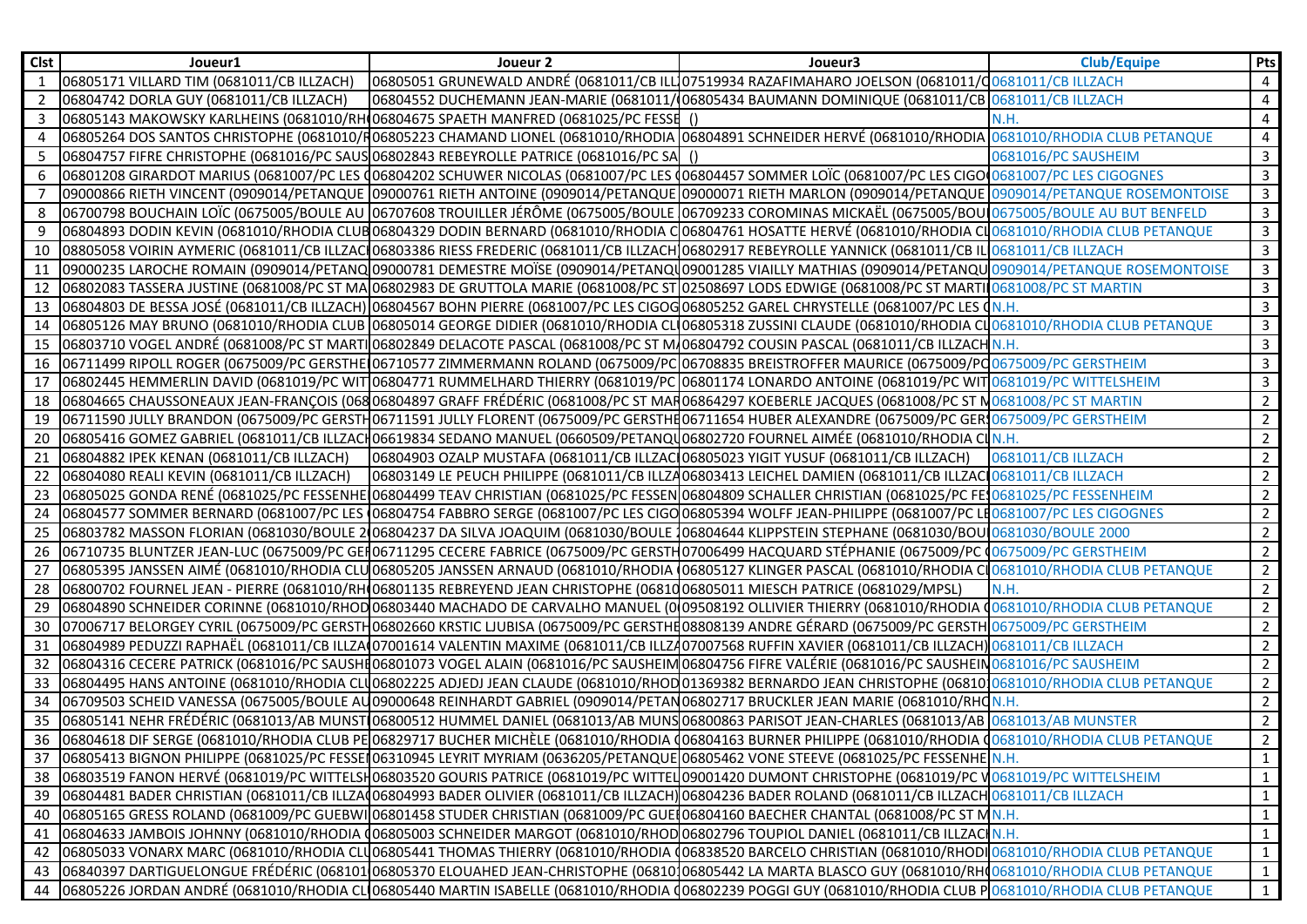| Clst | Joueur1 | Joueur 2 | Joueur3 | Club/Equipe | Pts |
|---|---|---|---|---|---|
| 1 | 06805171 VILLARD TIM (0681011/CB ILLZACH) | 06805051 GRUNEWALD ANDRÉ (0681011/CB ILL | 07519934 RAZAFIMAHARO JOELSON (0681011/C | 0681011/CB ILLZACH | 4 |
| 2 | 06804742 DORLA GUY (0681011/CB ILLZACH) | 06804552 DUCHEMANN JEAN-MARIE (0681011/ | 06805434 BAUMANN DOMINIQUE (0681011/CB | 0681011/CB ILLZACH | 4 |
| 3 | 06805143 MAKOWSKY KARLHEINS (0681010/RH | 06804675 SPAETH MANFRED (0681025/PC FESSE | () | N.H. | 4 |
| 4 | 06805264 DOS SANTOS CHRISTOPHE (0681010/R | 06805223 CHAMAND LIONEL (0681010/RHODIA | 06804891 SCHNEIDER HERVÉ (0681010/RHODIA | 0681010/RHODIA CLUB PETANQUE | 4 |
| 5 | 06804757 FIFRE CHRISTOPHE (0681016/PC SAUS | 06802843 REBEYROLLE PATRICE (0681016/PC SA | () | 0681016/PC SAUSHEIM | 3 |
| 6 | 06801208 GIRARDOT MARIUS (0681007/PC LES C | 06804202 SCHUWER NICOLAS (0681007/PC LES C | 06804457 SOMMER LOÏC (0681007/PC LES CIGO | 0681007/PC LES CIGOGNES | 3 |
| 7 | 09000866 RIETH VINCENT (0909014/PETANQUE | 09000761 RIETH ANTOINE (0909014/PETANQUE | 09000071 RIETH MARLON (0909014/PETANQUE | 0909014/PETANQUE ROSEMONTOISE | 3 |
| 8 | 06700798 BOUCHAIN LOÏC (0675005/BOULE AU | 06707608 TROUILLER JÉRÔME (0675005/BOULE | 06709233 COROMINAS MICKAËL (0675005/BOU | 0675005/BOULE AU BUT BENFELD | 3 |
| 9 | 06804893 DODIN KEVIN (0681010/RHODIA CLUB | 06804329 DODIN BERNARD (0681010/RHODIA C | 06804761 HOSATTE HERVÉ (0681010/RHODIA CL | 0681010/RHODIA CLUB PETANQUE | 3 |
| 10 | 08805058 VOIRIN AYMERIC (0681011/CB ILLZAC | 06803386 RIESS FREDERIC (0681011/CB ILLZACH | 06802917 REBEYROLLE YANNICK (0681011/CB IL | 0681011/CB ILLZACH | 3 |
| 11 | 09000235 LAROCHE ROMAIN (0909014/PETANQ | 09000781 DEMESTRE MOÏSE (0909014/PETANQ | 09001285 VIAILLY MATHIAS (0909014/PETANQU | 0909014/PETANQUE ROSEMONTOISE | 3 |
| 12 | 06802083 TASSERA JUSTINE (0681008/PC ST MA | 06802983 DE GRUTTOLA MARIE (0681008/PC ST | 02508697 LODS EDWIGE (0681008/PC ST MARTI | 0681008/PC ST MARTIN | 3 |
| 13 | 06804803 DE BESSA JOSÉ (0681011/CB ILLZACH) | 06804567 BOHN PIERRE (0681007/PC LES CIGOG | 06805252 GAREL CHRYSTELLE (0681007/PC LES C | N.H. | 3 |
| 14 | 06805126 MAY BRUNO (0681010/RHODIA CLUB | 06805014 GEORGE DIDIER (0681010/RHODIA CL | 06805318 ZUSSINI CLAUDE (0681010/RHODIA CL | 0681010/RHODIA CLUB PETANQUE | 3 |
| 15 | 06803710 VOGEL ANDRÉ (0681008/PC ST MARTI | 06802849 DELACOTE PASCAL (0681008/PC ST M | 06804792 COUSIN PASCAL (0681011/CB ILLZACH | N.H. | 3 |
| 16 | 06711499 RIPOLL ROGER (0675009/PC GERSTHE | 06710577 ZIMMERMANN ROLAND (0675009/PC | 06708835 BREISTROFFER MAURICE (0675009/PC | 0675009/PC GERSTHEIM | 3 |
| 17 | 06802445 HEMMERLIN DAVID (0681019/PC WIT | 06804771 RUMMELHARD THIERRY (0681019/PC | 06801174 LONARDO ANTOINE (0681019/PC WIT | 0681019/PC WITTELSHEIM | 3 |
| 18 | 06804665 CHAUSSONEAUX JEAN-FRANÇOIS (068 | 06804897 GRAFF FRÉDÉRIC (0681008/PC ST MAR | 06864297 KOEBERLE JACQUES (0681008/PC ST M | 0681008/PC ST MARTIN | 2 |
| 19 | 06711590 JULLY BRANDON (0675009/PC GERSTH | 06711591 JULLY FLORENT (0675009/PC GERSTHE | 06711654 HUBER ALEXANDRE (0675009/PC GER | 0675009/PC GERSTHEIM | 2 |
| 20 | 06805416 GOMEZ GABRIEL (0681011/CB ILLZACH | 06619834 SEDANO MANUEL (0660509/PETANQU | 06802720 FOURNEL AIMÉE (0681010/RHODIA CL | N.H. | 2 |
| 21 | 06804882 IPEK KENAN (0681011/CB ILLZACH) | 06804903 OZALP MUSTAFA (0681011/CB ILLZACI | 06805023 YIGIT YUSUF (0681011/CB ILLZACH) | 0681011/CB ILLZACH | 2 |
| 22 | 06804080 REALI KEVIN (0681011/CB ILLZACH) | 06803149 LE PEUCH PHILIPPE (0681011/CB ILLZA | 06803413 LEICHEL DAMIEN (0681011/CB ILLZACI | 0681011/CB ILLZACH | 2 |
| 23 | 06805025 GONDA RENÉ (0681025/PC FESSENHE | 06804499 TEAV CHRISTIAN (0681025/PC FESSEN | 06804809 SCHALLER CHRISTIAN (0681025/PC FE | 0681025/PC FESSENHEIM | 2 |
| 24 | 06804577 SOMMER BERNARD (0681007/PC LES | 06804754 FABBRO SERGE (0681007/PC LES CIGO | 06805394 WOLFF JEAN-PHILIPPE (0681007/PC LE | 0681007/PC LES CIGOGNES | 2 |
| 25 | 06803782 MASSON FLORIAN (0681030/BOULE 2 | 06804237 DA SILVA JOAQUIM (0681030/BOULE 2 | 06804644 KLIPPSTEIN STEPHANE (0681030/BOU | 0681030/BOULE 2000 | 2 |
| 26 | 06710735 BLUNTZER JEAN-LUC (0675009/PC GE | 06711295 CECERE FABRICE (0675009/PC GERSTH | 07006499 HACQUARD STÉPHANIE (0675009/PC | 0675009/PC GERSTHEIM | 2 |
| 27 | 06805395 JANSSEN AIMÉ (0681010/RHODIA CLU | 06805205 JANSSEN ARNAUD (0681010/RHODIA | 06805127 KLINGER PASCAL (0681010/RHODIA C | 0681010/RHODIA CLUB PETANQUE | 2 |
| 28 | 06800702 FOURNEL JEAN - PIERRE (0681010/RH | 06801135 REBREYEND JEAN CHRISTOPHE (06810 | 06805011 MIESCH PATRICE (0681029/MPSL) | N.H. | 2 |
| 29 | 06804890 SCHNEIDER CORINNE (0681010/RHOD | 06803440 MACHADO DE CARVALHO MANUEL (0 | 09508192 OLLIVIER THIERRY (0681010/RHODIA | 0681010/RHODIA CLUB PETANQUE | 2 |
| 30 | 07006717 BELORGEY CYRIL (0675009/PC GERSTH | 06802660 KRSTIC LJUBISA (0675009/PC GERSTHE | 08808139 ANDRE GÉRARD (0675009/PC GERSTH | 0675009/PC GERSTHEIM | 2 |
| 31 | 06804989 PEDUZZI RAPHAËL (0681011/CB ILLZA | 07001614 VALENTIN MAXIME (0681011/CB ILLZA | 07007568 RUFFIN XAVIER (0681011/CB ILLZACH) | 0681011/CB ILLZACH | 2 |
| 32 | 06804316 CECERE PATRICK (0681016/PC SAUSH | 06801073 VOGEL ALAIN (0681016/PC SAUSHEIM | 06804756 FIFRE VALÉRIE (0681016/PC SAUSHEIN | 0681016/PC SAUSHEIM | 2 |
| 33 | 06804495 HANS ANTOINE (0681010/RHODIA CL | 06802225 ADJEDJ JEAN CLAUDE (0681010/RHOD | 01369382 BERNARDO JEAN CHRISTOPHE (06810 | 0681010/RHODIA CLUB PETANQUE | 2 |
| 34 | 06709503 SCHEID VANESSA (0675005/BOULE AU | 09000648 REINHARDT GABRIEL (0909014/PETAN | 06802717 BRUCKLER JEAN MARIE (0681010/RHO | N.H. | 2 |
| 35 | 06805141 NEHR FRÉDÉRIC (0681013/AB MUNST | 06800512 HUMMEL DANIEL (0681013/AB MUNS | 06800863 PARISOT JEAN-CHARLES (0681013/AB | 0681013/AB MUNSTER | 2 |
| 36 | 06804618 DIF SERGE (0681010/RHODIA CLUB PE | 06829717 BUCHER MICHÈLE (0681010/RHODIA | 06804163 BURNER PHILIPPE (0681010/RHODIA | 0681010/RHODIA CLUB PETANQUE | 2 |
| 37 | 06805413 BIGNON PHILIPPE (0681025/PC FESSE | 06310945 LEYRIT MYRIAM (0636205/PETANQUE | 06805462 VONE STEEVE (0681025/PC FESSENHE | N.H. | 1 |
| 38 | 06803519 FANON HERVÉ (0681019/PC WITTELSH | 06803520 GOURIS PATRICE (0681019/PC WITTEL | 09001420 DUMONT CHRISTOPHE (0681019/PC W | 0681019/PC WITTELSHEIM | 1 |
| 39 | 06804481 BADER CHRISTIAN (0681011/CB ILLZA | 06804993 BADER OLIVIER (0681011/CB ILLZACH) | 06804236 BADER ROLAND (0681011/CB ILLZACH | 0681011/CB ILLZACH | 1 |
| 40 | 06805165 GRESS ROLAND (0681009/PC GUEBWI | 06801458 STUDER CHRISTIAN (0681009/PC GUE | 06804160 BAECHER CHANTAL (0681008/PC ST M | N.H. | 1 |
| 41 | 06804633 JAMBOIS JOHNNY (0681010/RHODIA | 06805003 SCHNEIDER MARGOT (0681010/RHOD | 06802796 TOUPIOL DANIEL (0681011/CB ILLZACI | N.H. | 1 |
| 42 | 06805033 VONARX MARC (0681010/RHODIA CLU | 06805441 THOMAS THIERRY (0681010/RHODIA | 06838520 BARCELO CHRISTIAN (0681010/RHODI | 0681010/RHODIA CLUB PETANQUE | 1 |
| 43 | 06840397 DARTIGUELONGUE FRÉDÉRIC (068101 | 06805370 ELOUAHED JEAN-CHRISTOPHE (06810 | 06805442 LA MARTA BLASCO GUY (0681010/RH | 0681010/RHODIA CLUB PETANQUE | 1 |
| 44 | 06805226 JORDAN ANDRÉ (0681010/RHODIA CL | 06805440 MARTIN ISABELLE (0681010/RHODIA | 06802239 POGGI GUY (0681010/RHODIA CLUB P | 0681010/RHODIA CLUB PETANQUE | 1 |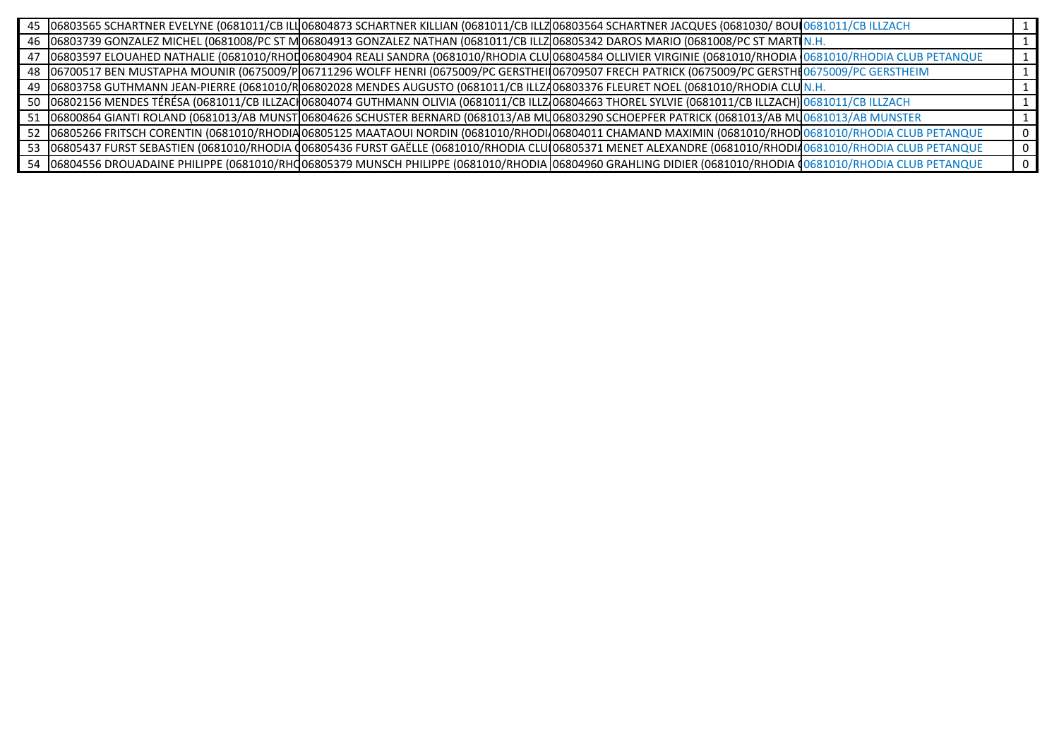| | | | | | |
|---|---|---|---|---|---|
| 45 | 06803565 SCHARTNER EVELYNE (0681011/CB ILL | 06804873 SCHARTNER KILLIAN (0681011/CB ILLZ | 06803564 SCHARTNER JACQUES (0681030/ BOU | 0681011/CB ILLZACH | 1 |
| 46 | 06803739 GONZALEZ MICHEL (0681008/PC ST M | 06804913 GONZALEZ NATHAN (0681011/CB ILLZ | 06805342 DAROS MARIO (0681008/PC ST MARTI | N.H. | 1 |
| 47 | 06803597 ELOUAHED NATHALIE (0681010/RHOD | 06804904 REALI SANDRA (0681010/RHODIA CLU | 06804584 OLLIVIER VIRGINIE (0681010/RHODIA | 0681010/RHODIA CLUB PETANQUE | 1 |
| 48 | 06700517 BEN MUSTAPHA MOUNIR (0675009/P | 06711296 WOLFF HENRI (0675009/PC GERSTHEI | 06709507 FRECH PATRICK (0675009/PC GERSTHE | 0675009/PC GERSTHEIM | 1 |
| 49 | 06803758 GUTHMANN JEAN-PIERRE (0681010/R | 06802028 MENDES AUGUSTO (0681011/CB ILLZA | 06803376 FLEURET NOEL (0681010/RHODIA CLU | N.H. | 1 |
| 50 | 06802156 MENDES TÉRÉSA (0681011/CB ILLZACH | 06804074 GUTHMANN OLIVIA (0681011/CB ILLZ | 06804663 THOREL SYLVIE (0681011/CB ILLZACH) | 0681011/CB ILLZACH | 1 |
| 51 | 06800864 GIANTI ROLAND (0681013/AB MUNST | 06804626 SCHUSTER BERNARD (0681013/AB MU | 06803290 SCHOEPFER PATRICK (0681013/AB MU | 0681013/AB MUNSTER | 1 |
| 52 | 06805266 FRITSCH CORENTIN (0681010/RHODIA | 06805125 MAATAOUI NORDIN (0681010/RHODI | 06804011 CHAMAND MAXIMIN (0681010/RHOD | 0681010/RHODIA CLUB PETANQUE | 0 |
| 53 | 06805437 FURST SEBASTIEN (0681010/RHODIA ( | 06805436 FURST GAËLLE (0681010/RHODIA CLU | 06805371 MENET ALEXANDRE (0681010/RHODIA | 0681010/RHODIA CLUB PETANQUE | 0 |
| 54 | 06804556 DROUADAINE PHILIPPE (0681010/RHO | 06805379 MUNSCH PHILIPPE (0681010/RHODIA | 06804960 GRAHLING DIDIER (0681010/RHODIA ( | 0681010/RHODIA CLUB PETANQUE | 0 |